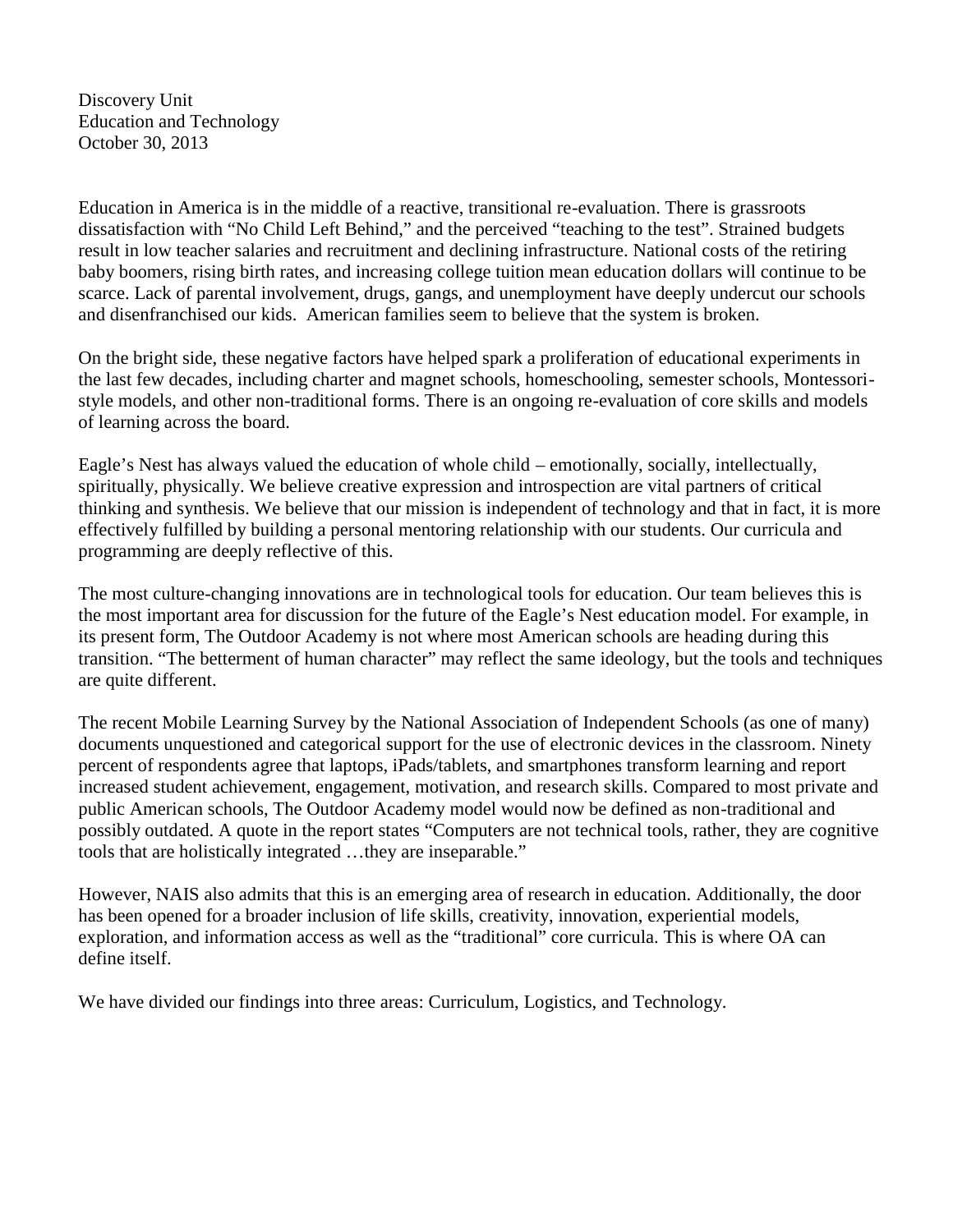Discovery Unit
Education and Technology
October 30, 2013

Education in America is in the middle of a reactive, transitional re-evaluation. There is grassroots dissatisfaction with "No Child Left Behind," and the perceived "teaching to the test". Strained budgets result in low teacher salaries and recruitment and declining infrastructure. National costs of the retiring baby boomers, rising birth rates, and increasing college tuition mean education dollars will continue to be scarce. Lack of parental involvement, drugs, gangs, and unemployment have deeply undercut our schools and disenfranchised our kids. American families seem to believe that the system is broken.

On the bright side, these negative factors have helped spark a proliferation of educational experiments in the last few decades, including charter and magnet schools, homeschooling, semester schools, Montessori-style models, and other non-traditional forms. There is an ongoing re-evaluation of core skills and models of learning across the board.

Eagle's Nest has always valued the education of whole child – emotionally, socially, intellectually, spiritually, physically. We believe creative expression and introspection are vital partners of critical thinking and synthesis. We believe that our mission is independent of technology and that in fact, it is more effectively fulfilled by building a personal mentoring relationship with our students. Our curricula and programming are deeply reflective of this.

The most culture-changing innovations are in technological tools for education. Our team believes this is the most important area for discussion for the future of the Eagle's Nest education model. For example, in its present form, The Outdoor Academy is not where most American schools are heading during this transition. "The betterment of human character" may reflect the same ideology, but the tools and techniques are quite different.

The recent Mobile Learning Survey by the National Association of Independent Schools (as one of many) documents unquestioned and categorical support for the use of electronic devices in the classroom. Ninety percent of respondents agree that laptops, iPads/tablets, and smartphones transform learning and report increased student achievement, engagement, motivation, and research skills. Compared to most private and public American schools, The Outdoor Academy model would now be defined as non-traditional and possibly outdated. A quote in the report states "Computers are not technical tools, rather, they are cognitive tools that are holistically integrated …they are inseparable."

However, NAIS also admits that this is an emerging area of research in education. Additionally, the door has been opened for a broader inclusion of life skills, creativity, innovation, experiential models, exploration, and information access as well as the "traditional" core curricula. This is where OA can define itself.

We have divided our findings into three areas: Curriculum, Logistics, and Technology.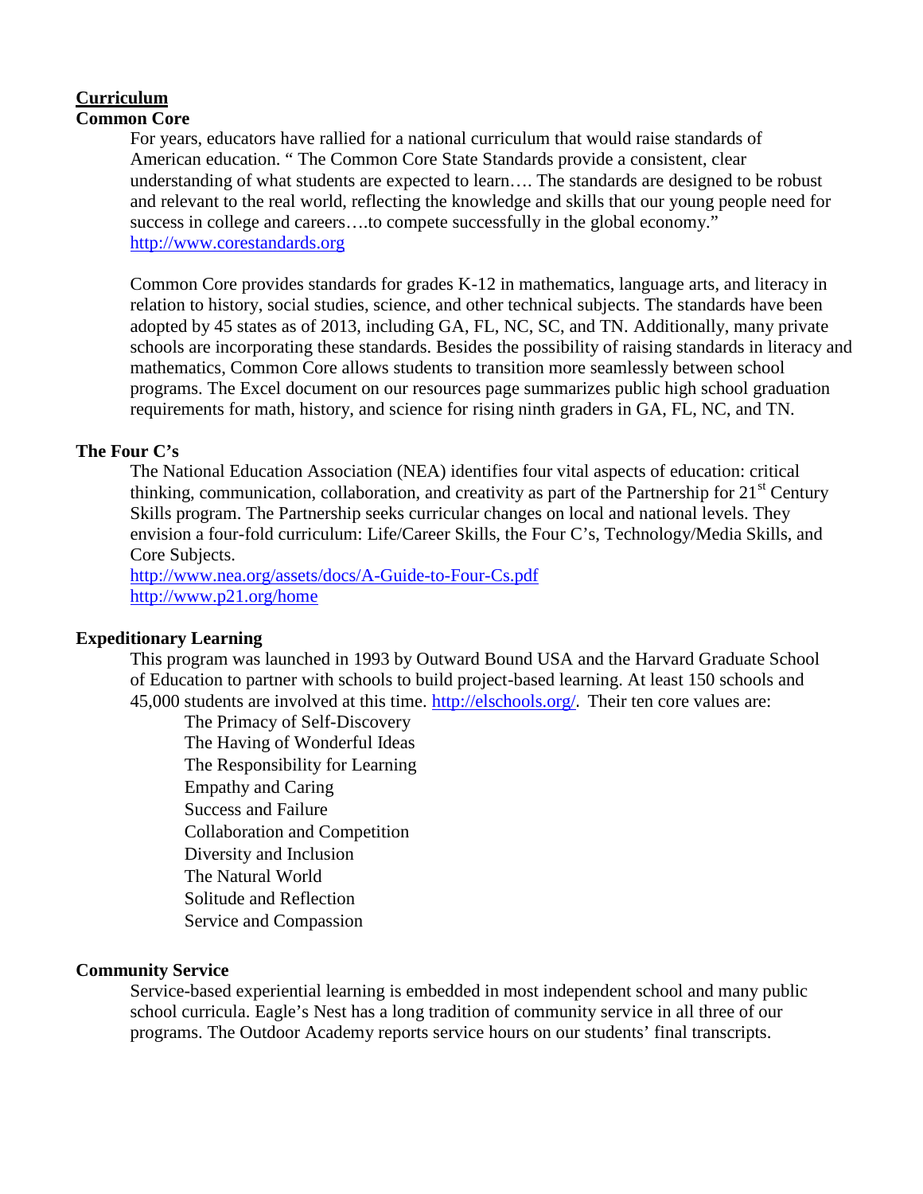## Curriculum

### Common Core

For years, educators have rallied for a national curriculum that would raise standards of American education. " The Common Core State Standards provide a consistent, clear understanding of what students are expected to learn…. The standards are designed to be robust and relevant to the real world, reflecting the knowledge and skills that our young people need for success in college and careers….to compete successfully in the global economy." http://www.corestandards.org

Common Core provides standards for grades K-12 in mathematics, language arts, and literacy in relation to history, social studies, science, and other technical subjects. The standards have been adopted by 45 states as of 2013, including GA, FL, NC, SC, and TN. Additionally, many private schools are incorporating these standards. Besides the possibility of raising standards in literacy and mathematics, Common Core allows students to transition more seamlessly between school programs. The Excel document on our resources page summarizes public high school graduation requirements for math, history, and science for rising ninth graders in GA, FL, NC, and TN.

### The Four C's

The National Education Association (NEA) identifies four vital aspects of education: critical thinking, communication, collaboration, and creativity as part of the Partnership for 21st Century Skills program. The Partnership seeks curricular changes on local and national levels. They envision a four-fold curriculum: Life/Career Skills, the Four C's, Technology/Media Skills, and Core Subjects.
http://www.nea.org/assets/docs/A-Guide-to-Four-Cs.pdf
http://www.p21.org/home

### Expeditionary Learning

This program was launched in 1993 by Outward Bound USA and the Harvard Graduate School of Education to partner with schools to build project-based learning. At least 150 schools and 45,000 students are involved at this time. http://elschools.org/. Their ten core values are:

- The Primacy of Self-Discovery
- The Having of Wonderful Ideas
- The Responsibility for Learning
- Empathy and Caring
- Success and Failure
- Collaboration and Competition
- Diversity and Inclusion
- The Natural World
- Solitude and Reflection
- Service and Compassion

### Community Service

Service-based experiential learning is embedded in most independent school and many public school curricula. Eagle's Nest has a long tradition of community service in all three of our programs. The Outdoor Academy reports service hours on our students' final transcripts.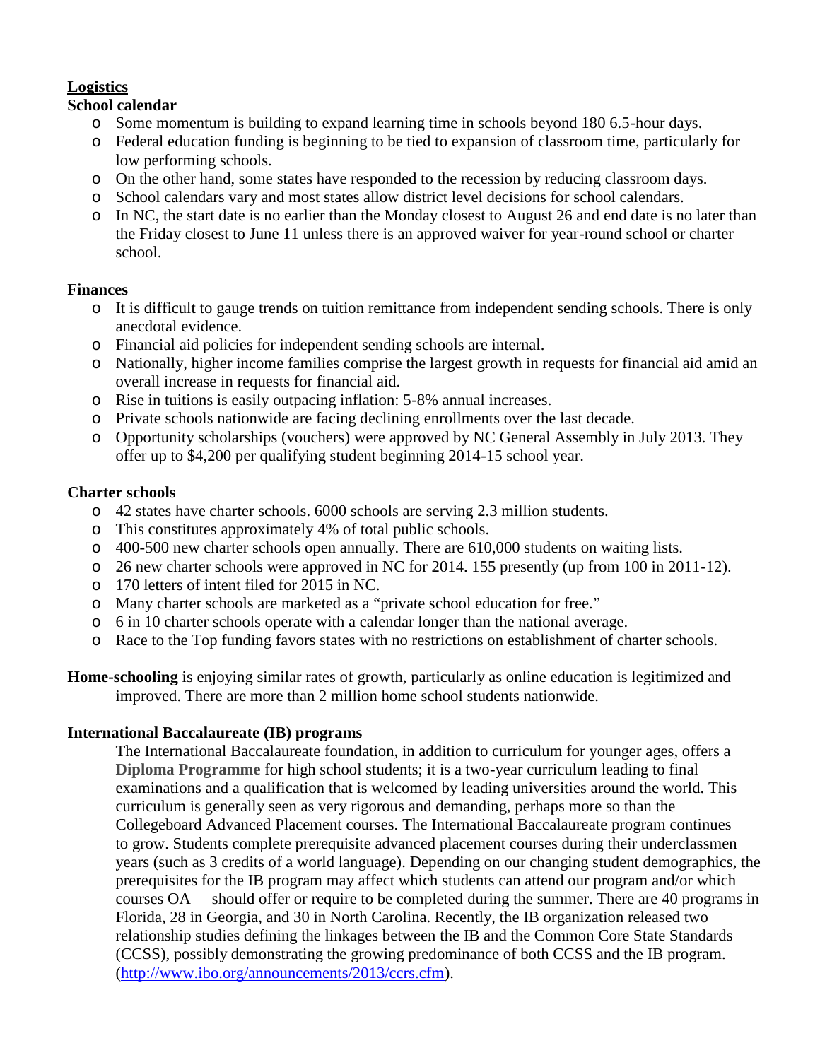## Logistics

### School calendar

- Some momentum is building to expand learning time in schools beyond 180 6.5-hour days.
- Federal education funding is beginning to be tied to expansion of classroom time, particularly for low performing schools.
- On the other hand, some states have responded to the recession by reducing classroom days.
- School calendars vary and most states allow district level decisions for school calendars.
- In NC, the start date is no earlier than the Monday closest to August 26 and end date is no later than the Friday closest to June 11 unless there is an approved waiver for year-round school or charter school.

### Finances

- It is difficult to gauge trends on tuition remittance from independent sending schools. There is only anecdotal evidence.
- Financial aid policies for independent sending schools are internal.
- Nationally, higher income families comprise the largest growth in requests for financial aid amid an overall increase in requests for financial aid.
- Rise in tuitions is easily outpacing inflation: 5-8% annual increases.
- Private schools nationwide are facing declining enrollments over the last decade.
- Opportunity scholarships (vouchers) were approved by NC General Assembly in July 2013. They offer up to $4,200 per qualifying student beginning 2014-15 school year.

### Charter schools

- 42 states have charter schools. 6000 schools are serving 2.3 million students.
- This constitutes approximately 4% of total public schools.
- 400-500 new charter schools open annually. There are 610,000 students on waiting lists.
- 26 new charter schools were approved in NC for 2014. 155 presently (up from 100 in 2011-12).
- 170 letters of intent filed for 2015 in NC.
- Many charter schools are marketed as a "private school education for free."
- 6 in 10 charter schools operate with a calendar longer than the national average.
- Race to the Top funding favors states with no restrictions on establishment of charter schools.

**Home-schooling** is enjoying similar rates of growth, particularly as online education is legitimized and improved. There are more than 2 million home school students nationwide.

### International Baccalaureate (IB) programs

The International Baccalaureate foundation, in addition to curriculum for younger ages, offers a **Diploma Programme** for high school students; it is a two-year curriculum leading to final examinations and a qualification that is welcomed by leading universities around the world. This curriculum is generally seen as very rigorous and demanding, perhaps more so than the Collegeboard Advanced Placement courses. The International Baccalaureate program continues to grow. Students complete prerequisite advanced placement courses during their underclassmen years (such as 3 credits of a world language). Depending on our changing student demographics, the prerequisites for the IB program may affect which students can attend our program and/or which courses OA should offer or require to be completed during the summer. There are 40 programs in Florida, 28 in Georgia, and 30 in North Carolina. Recently, the IB organization released two relationship studies defining the linkages between the IB and the Common Core State Standards (CCSS), possibly demonstrating the growing predominance of both CCSS and the IB program. (http://www.ibo.org/announcements/2013/ccrs.cfm).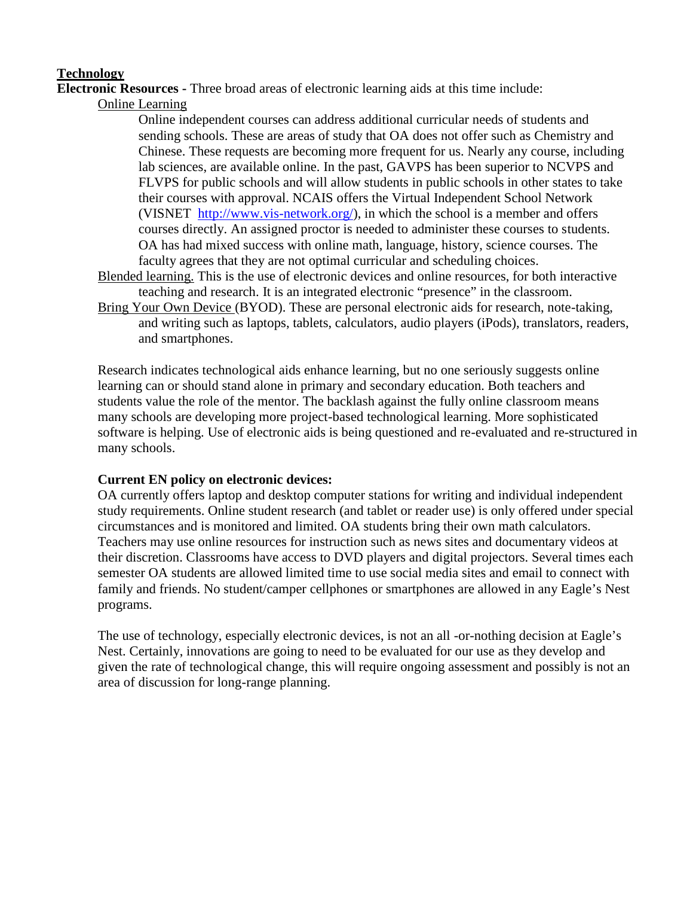## Technology

**Electronic Resources -** Three broad areas of electronic learning aids at this time include:

Online Learning

Online independent courses can address additional curricular needs of students and sending schools. These are areas of study that OA does not offer such as Chemistry and Chinese. These requests are becoming more frequent for us. Nearly any course, including lab sciences, are available online. In the past, GAVPS has been superior to NCVPS and FLVPS for public schools and will allow students in public schools in other states to take their courses with approval. NCAIS offers the Virtual Independent School Network (VISNET [http://www.vis-network.org/](http://www.vis-network.org/)), in which the school is a member and offers courses directly. An assigned proctor is needed to administer these courses to students. OA has had mixed success with online math, language, history, science courses. The faculty agrees that they are not optimal curricular and scheduling choices.

Blended learning. This is the use of electronic devices and online resources, for both interactive teaching and research. It is an integrated electronic "presence" in the classroom.

Bring Your Own Device (BYOD). These are personal electronic aids for research, note-taking, and writing such as laptops, tablets, calculators, audio players (iPods), translators, readers, and smartphones.

Research indicates technological aids enhance learning, but no one seriously suggests online learning can or should stand alone in primary and secondary education. Both teachers and students value the role of the mentor. The backlash against the fully online classroom means many schools are developing more project-based technological learning. More sophisticated software is helping. Use of electronic aids is being questioned and re-evaluated and re-structured in many schools.

**Current EN policy on electronic devices:**

OA currently offers laptop and desktop computer stations for writing and individual independent study requirements. Online student research (and tablet or reader use) is only offered under special circumstances and is monitored and limited. OA students bring their own math calculators. Teachers may use online resources for instruction such as news sites and documentary videos at their discretion. Classrooms have access to DVD players and digital projectors. Several times each semester OA students are allowed limited time to use social media sites and email to connect with family and friends. No student/camper cellphones or smartphones are allowed in any Eagle's Nest programs.

The use of technology, especially electronic devices, is not an all -or-nothing decision at Eagle's Nest. Certainly, innovations are going to need to be evaluated for our use as they develop and given the rate of technological change, this will require ongoing assessment and possibly is not an area of discussion for long-range planning.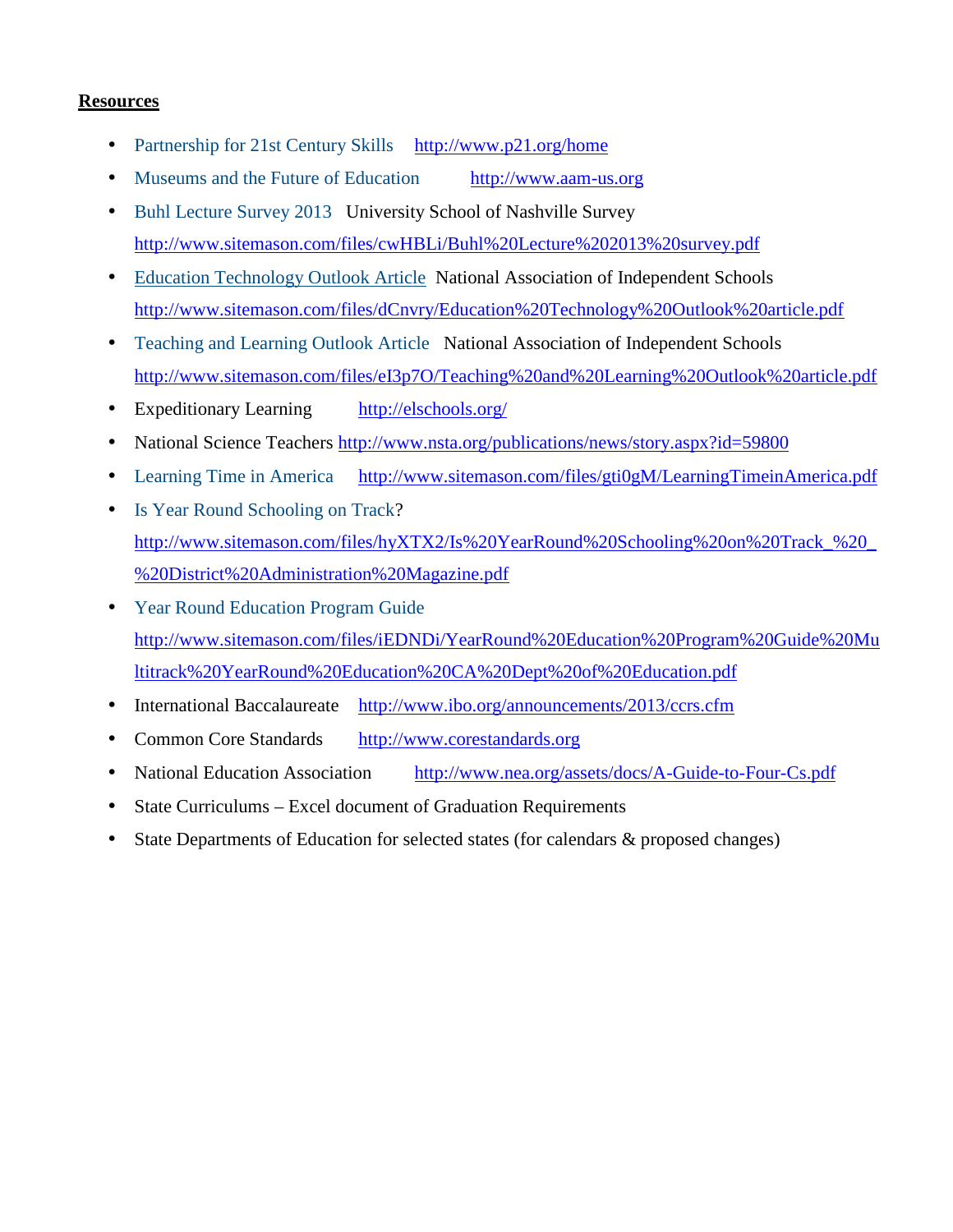**Resources**

- Partnership for 21st Century Skills http://www.p21.org/home
- Museums and the Future of Education http://www.aam-us.org
- Buhl Lecture Survey 2013 University School of Nashville Survey http://www.sitemason.com/files/cwHBLi/Buhl%20Lecture%202013%20survey.pdf
- Education Technology Outlook Article National Association of Independent Schools http://www.sitemason.com/files/dCnvry/Education%20Technology%20Outlook%20article.pdf
- Teaching and Learning Outlook Article National Association of Independent Schools http://www.sitemason.com/files/eI3p7O/Teaching%20and%20Learning%20Outlook%20article.pdf
- Expeditionary Learning http://elschools.org/
- National Science Teachers http://www.nsta.org/publications/news/story.aspx?id=59800
- Learning Time in America http://www.sitemason.com/files/gti0gM/LearningTimeinAmerica.pdf
- Is Year Round Schooling on Track? http://www.sitemason.com/files/hyXTX2/Is%20YearRound%20Schooling%20on%20Track_%20_%20District%20Administration%20Magazine.pdf
- Year Round Education Program Guide http://www.sitemason.com/files/iEDNDi/YearRound%20Education%20Program%20Guide%20Multitrack%20YearRound%20Education%20CA%20Dept%20of%20Education.pdf
- International Baccalaureate http://www.ibo.org/announcements/2013/ccrs.cfm
- Common Core Standards http://www.corestandards.org
- National Education Association http://www.nea.org/assets/docs/A-Guide-to-Four-Cs.pdf
- State Curriculums – Excel document of Graduation Requirements
- State Departments of Education for selected states (for calendars & proposed changes)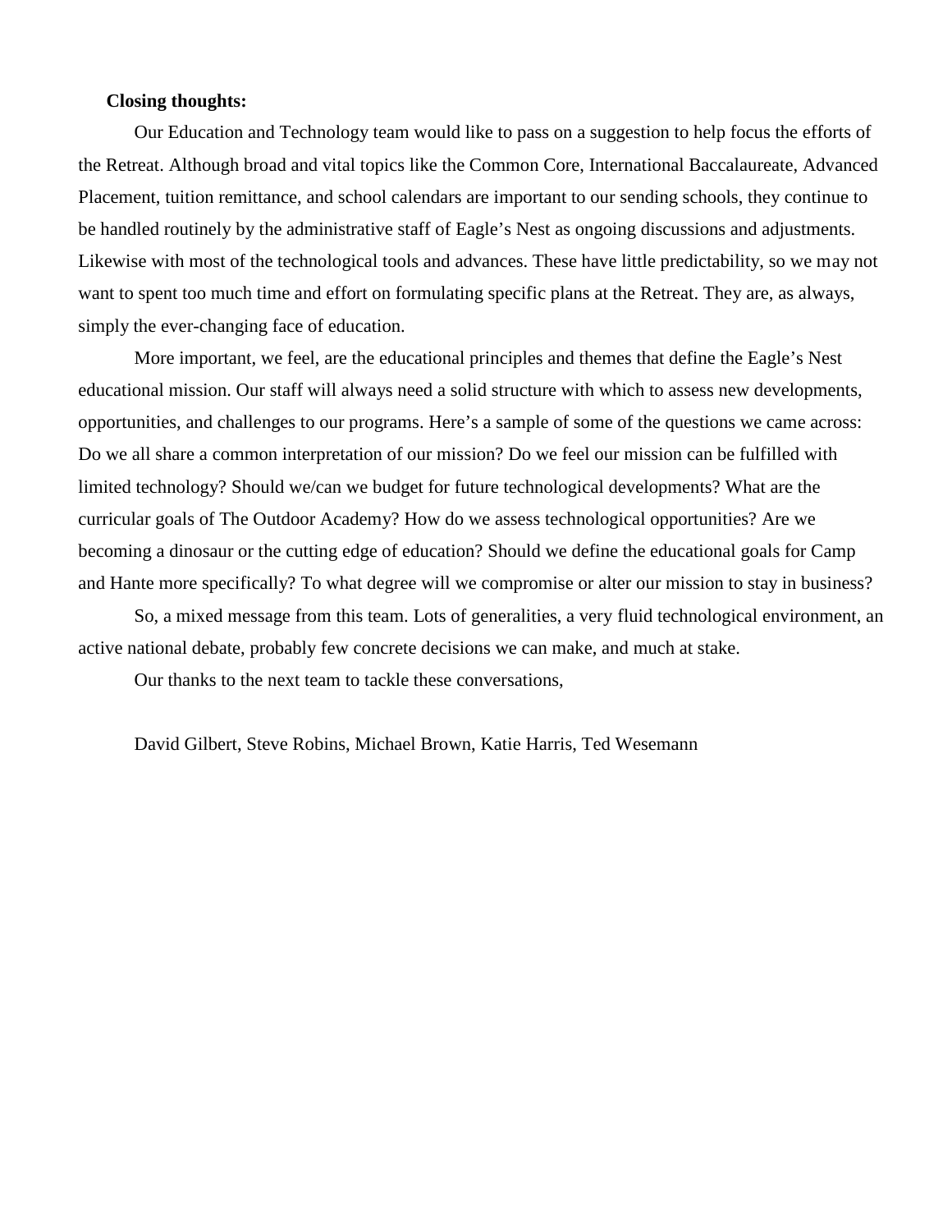**Closing thoughts:**

Our Education and Technology team would like to pass on a suggestion to help focus the efforts of the Retreat. Although broad and vital topics like the Common Core, International Baccalaureate, Advanced Placement, tuition remittance, and school calendars are important to our sending schools, they continue to be handled routinely by the administrative staff of Eagle's Nest as ongoing discussions and adjustments. Likewise with most of the technological tools and advances. These have little predictability, so we may not want to spent too much time and effort on formulating specific plans at the Retreat. They are, as always, simply the ever-changing face of education.

More important, we feel, are the educational principles and themes that define the Eagle's Nest educational mission. Our staff will always need a solid structure with which to assess new developments, opportunities, and challenges to our programs. Here's a sample of some of the questions we came across: Do we all share a common interpretation of our mission? Do we feel our mission can be fulfilled with limited technology? Should we/can we budget for future technological developments? What are the curricular goals of The Outdoor Academy? How do we assess technological opportunities? Are we becoming a dinosaur or the cutting edge of education? Should we define the educational goals for Camp and Hante more specifically? To what degree will we compromise or alter our mission to stay in business?

So, a mixed message from this team. Lots of generalities, a very fluid technological environment, an active national debate, probably few concrete decisions we can make, and much at stake.

Our thanks to the next team to tackle these conversations,

David Gilbert, Steve Robins, Michael Brown, Katie Harris, Ted Wesemann